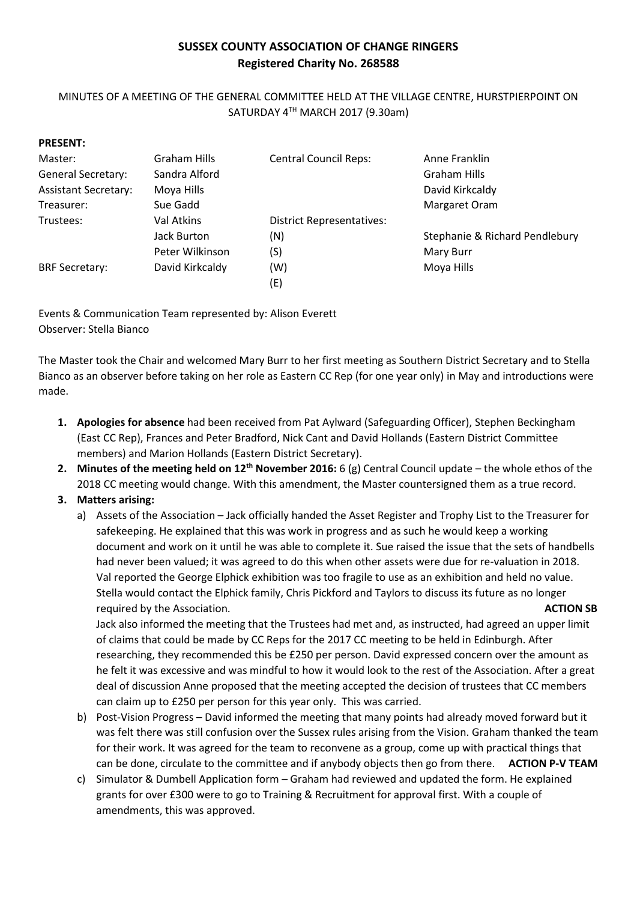**SUSSEX COUNTY ASSOCIATION OF CHANGE RINGERS**
**Registered Charity No. 268588**

MINUTES OF A MEETING OF THE GENERAL COMMITTEE HELD AT THE VILLAGE CENTRE, HURSTPIERPOINT ON SATURDAY 4TH MARCH 2017 (9.30am)

**PRESENT:**

| | | | |
|---|---|---|---|
| Master: | Graham Hills | Central Council Reps: | Anne Franklin |
| General Secretary: | Sandra Alford | | Graham Hills |
| Assistant Secretary: | Moya Hills | | David Kirkcaldy |
| Treasurer: | Sue Gadd | | Margaret Oram |
| Trustees: | Val Atkins | District Representatives: | |
| | Jack Burton | (N) | Stephanie & Richard Pendlebury |
| | Peter Wilkinson | (S) | Mary Burr |
| BRF Secretary: | David Kirkcaldy | (W) | Moya Hills |
| | | (E) | |

Events & Communication Team represented by: Alison Everett
Observer: Stella Bianco

The Master took the Chair and welcomed Mary Burr to her first meeting as Southern District Secretary and to Stella Bianco as an observer before taking on her role as Eastern CC Rep (for one year only) in May and introductions were made.

1. **Apologies for absence** had been received from Pat Aylward (Safeguarding Officer), Stephen Beckingham (East CC Rep), Frances and Peter Bradford, Nick Cant and David Hollands (Eastern District Committee members) and Marion Hollands (Eastern District Secretary).
2. **Minutes of the meeting held on 12th November 2016:** 6 (g) Central Council update – the whole ethos of the 2018 CC meeting would change. With this amendment, the Master countersigned them as a true record.
3. **Matters arising:**
   a) Assets of the Association – Jack officially handed the Asset Register and Trophy List to the Treasurer for safekeeping. He explained that this was work in progress and as such he would keep a working document and work on it until he was able to complete it. Sue raised the issue that the sets of handbells had never been valued; it was agreed to do this when other assets were due for re-valuation in 2018. Val reported the George Elphick exhibition was too fragile to use as an exhibition and held no value. Stella would contact the Elphick family, Chris Pickford and Taylors to discuss its future as no longer required by the Association. **ACTION SB**

      Jack also informed the meeting that the Trustees had met and, as instructed, had agreed an upper limit of claims that could be made by CC Reps for the 2017 CC meeting to be held in Edinburgh. After researching, they recommended this be £250 per person. David expressed concern over the amount as he felt it was excessive and was mindful to how it would look to the rest of the Association. After a great deal of discussion Anne proposed that the meeting accepted the decision of trustees that CC members can claim up to £250 per person for this year only. This was carried.

   b) Post-Vision Progress – David informed the meeting that many points had already moved forward but it was felt there was still confusion over the Sussex rules arising from the Vision. Graham thanked the team for their work. It was agreed for the team to reconvene as a group, come up with practical things that can be done, circulate to the committee and if anybody objects then go from there. **ACTION P-V TEAM**
   c) Simulator & Dumbell Application form – Graham had reviewed and updated the form. He explained grants for over £300 were to go to Training & Recruitment for approval first. With a couple of amendments, this was approved.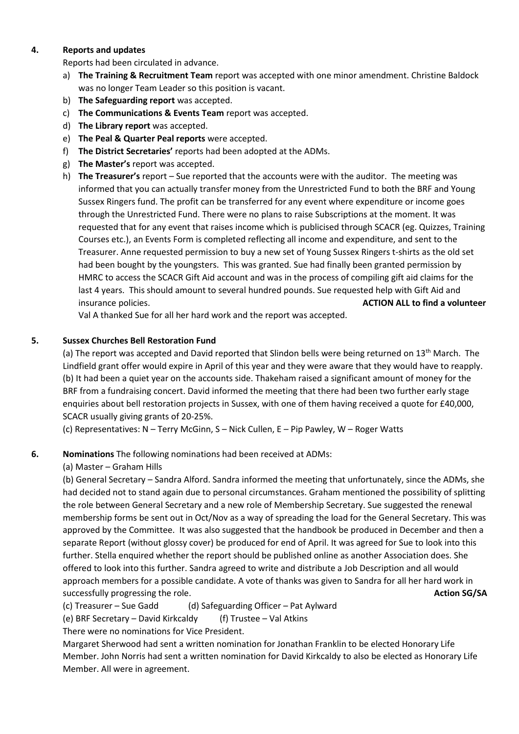## 4. Reports and updates

Reports had been circulated in advance.

a) **The Training & Recruitment Team** report was accepted with one minor amendment. Christine Baldock was no longer Team Leader so this position is vacant.
b) **The Safeguarding report** was accepted.
c) **The Communications & Events Team** report was accepted.
d) **The Library report** was accepted.
e) **The Peal & Quarter Peal reports** were accepted.
f) **The District Secretaries'** reports had been adopted at the ADMs.
g) **The Master's** report was accepted.
h) **The Treasurer's** report – Sue reported that the accounts were with the auditor. The meeting was informed that you can actually transfer money from the Unrestricted Fund to both the BRF and Young Sussex Ringers fund. The profit can be transferred for any event where expenditure or income goes through the Unrestricted Fund. There were no plans to raise Subscriptions at the moment. It was requested that for any event that raises income which is publicised through SCACR (eg. Quizzes, Training Courses etc.), an Events Form is completed reflecting all income and expenditure, and sent to the Treasurer. Anne requested permission to buy a new set of Young Sussex Ringers t-shirts as the old set had been bought by the youngsters. This was granted. Sue had finally been granted permission by HMRC to access the SCACR Gift Aid account and was in the process of compiling gift aid claims for the last 4 years. This should amount to several hundred pounds. Sue requested help with Gift Aid and insurance policies. **ACTION ALL to find a volunteer**

   Val A thanked Sue for all her hard work and the report was accepted.

## 5. Sussex Churches Bell Restoration Fund

(a) The report was accepted and David reported that Slindon bells were being returned on 13th March. The Lindfield grant offer would expire in April of this year and they were aware that they would have to reapply.
(b) It had been a quiet year on the accounts side. Thakeham raised a significant amount of money for the BRF from a fundraising concert. David informed the meeting that there had been two further early stage enquiries about bell restoration projects in Sussex, with one of them having received a quote for £40,000, SCACR usually giving grants of 20-25%.
(c) Representatives: N – Terry McGinn, S – Nick Cullen, E – Pip Pawley, W – Roger Watts

## 6. Nominations

The following nominations had been received at ADMs:

(a) Master – Graham Hills

(b) General Secretary – Sandra Alford. Sandra informed the meeting that unfortunately, since the ADMs, she had decided not to stand again due to personal circumstances. Graham mentioned the possibility of splitting the role between General Secretary and a new role of Membership Secretary. Sue suggested the renewal membership forms be sent out in Oct/Nov as a way of spreading the load for the General Secretary. This was approved by the Committee. It was also suggested that the handbook be produced in December and then a separate Report (without glossy cover) be produced for end of April. It was agreed for Sue to look into this further. Stella enquired whether the report should be published online as another Association does. She offered to look into this further. Sandra agreed to write and distribute a Job Description and all would approach members for a possible candidate. A vote of thanks was given to Sandra for all her hard work in successfully progressing the role. **Action SG/SA**

(c) Treasurer – Sue Gadd (d) Safeguarding Officer – Pat Aylward

(e) BRF Secretary – David Kirkcaldy (f) Trustee – Val Atkins

There were no nominations for Vice President.

Margaret Sherwood had sent a written nomination for Jonathan Franklin to be elected Honorary Life Member. John Norris had sent a written nomination for David Kirkcaldy to also be elected as Honorary Life Member. All were in agreement.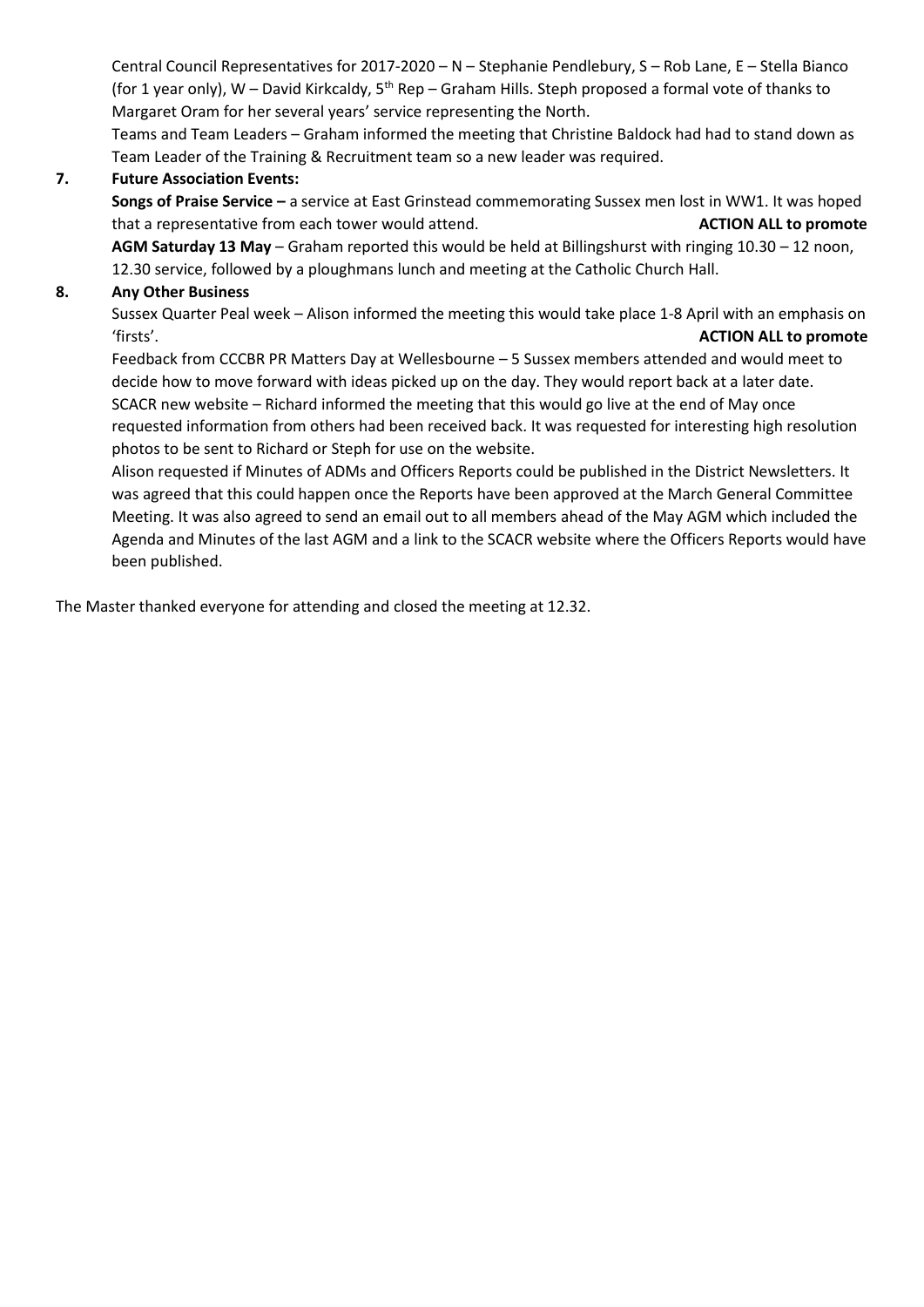Central Council Representatives for 2017-2020 – N – Stephanie Pendlebury, S – Rob Lane, E – Stella Bianco (for 1 year only), W – David Kirkcaldy, 5th Rep – Graham Hills. Steph proposed a formal vote of thanks to Margaret Oram for her several years' service representing the North.

Teams and Team Leaders – Graham informed the meeting that Christine Baldock had had to stand down as Team Leader of the Training & Recruitment team so a new leader was required.

**7. Future Association Events:**

**Songs of Praise Service –** a service at East Grinstead commemorating Sussex men lost in WW1. It was hoped that a representative from each tower would attend. **ACTION ALL to promote**

**AGM Saturday 13 May** – Graham reported this would be held at Billingshurst with ringing 10.30 – 12 noon, 12.30 service, followed by a ploughmans lunch and meeting at the Catholic Church Hall.

**8. Any Other Business**

Sussex Quarter Peal week – Alison informed the meeting this would take place 1-8 April with an emphasis on 'firsts'. **ACTION ALL to promote**

Feedback from CCCBR PR Matters Day at Wellesbourne – 5 Sussex members attended and would meet to decide how to move forward with ideas picked up on the day. They would report back at a later date.

SCACR new website – Richard informed the meeting that this would go live at the end of May once requested information from others had been received back. It was requested for interesting high resolution photos to be sent to Richard or Steph for use on the website.

Alison requested if Minutes of ADMs and Officers Reports could be published in the District Newsletters. It was agreed that this could happen once the Reports have been approved at the March General Committee Meeting. It was also agreed to send an email out to all members ahead of the May AGM which included the Agenda and Minutes of the last AGM and a link to the SCACR website where the Officers Reports would have been published.

The Master thanked everyone for attending and closed the meeting at 12.32.